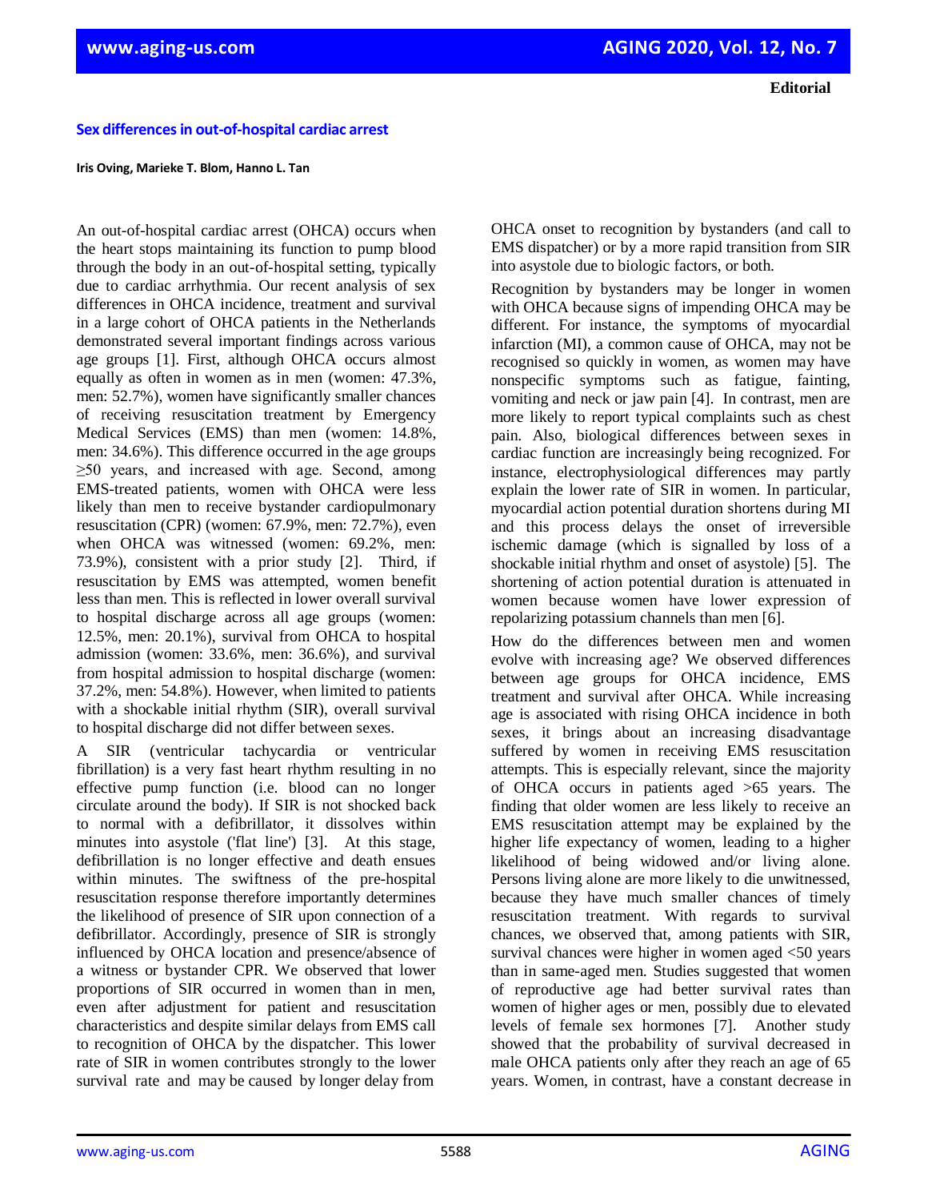**Editorial**

# Sex differences in out-of-hospital cardiac arrest

**Iris Oving, Marieke T. Blom, Hanno L. Tan**

An out-of-hospital cardiac arrest (OHCA) occurs when the heart stops maintaining its function to pump blood through the body in an out-of-hospital setting, typically due to cardiac arrhythmia. Our recent analysis of sex differences in OHCA incidence, treatment and survival in a large cohort of OHCA patients in the Netherlands demonstrated several important findings across various age groups [1]. First, although OHCA occurs almost equally as often in women as in men (women: 47.3%, men: 52.7%), women have significantly smaller chances of receiving resuscitation treatment by Emergency Medical Services (EMS) than men (women: 14.8%, men: 34.6%). This difference occurred in the age groups ≥50 years, and increased with age. Second, among EMS-treated patients, women with OHCA were less likely than men to receive bystander cardiopulmonary resuscitation (CPR) (women: 67.9%, men: 72.7%), even when OHCA was witnessed (women: 69.2%, men: 73.9%), consistent with a prior study [2]. Third, if resuscitation by EMS was attempted, women benefit less than men. This is reflected in lower overall survival to hospital discharge across all age groups (women: 12.5%, men: 20.1%), survival from OHCA to hospital admission (women: 33.6%, men: 36.6%), and survival from hospital admission to hospital discharge (women: 37.2%, men: 54.8%). However, when limited to patients with a shockable initial rhythm (SIR), overall survival to hospital discharge did not differ between sexes.

A SIR (ventricular tachycardia or ventricular fibrillation) is a very fast heart rhythm resulting in no effective pump function (i.e. blood can no longer circulate around the body). If SIR is not shocked back to normal with a defibrillator, it dissolves within minutes into asystole ('flat line') [3]. At this stage, defibrillation is no longer effective and death ensues within minutes. The swiftness of the pre-hospital resuscitation response therefore importantly determines the likelihood of presence of SIR upon connection of a defibrillator. Accordingly, presence of SIR is strongly influenced by OHCA location and presence/absence of a witness or bystander CPR. We observed that lower proportions of SIR occurred in women than in men, even after adjustment for patient and resuscitation characteristics and despite similar delays from EMS call to recognition of OHCA by the dispatcher. This lower rate of SIR in women contributes strongly to the lower survival rate and may be caused by longer delay from OHCA onset to recognition by bystanders (and call to EMS dispatcher) or by a more rapid transition from SIR into asystole due to biologic factors, or both.

Recognition by bystanders may be longer in women with OHCA because signs of impending OHCA may be different. For instance, the symptoms of myocardial infarction (MI), a common cause of OHCA, may not be recognised so quickly in women, as women may have nonspecific symptoms such as fatigue, fainting, vomiting and neck or jaw pain [4]. In contrast, men are more likely to report typical complaints such as chest pain. Also, biological differences between sexes in cardiac function are increasingly being recognized. For instance, electrophysiological differences may partly explain the lower rate of SIR in women. In particular, myocardial action potential duration shortens during MI and this process delays the onset of irreversible ischemic damage (which is signalled by loss of a shockable initial rhythm and onset of asystole) [5]. The shortening of action potential duration is attenuated in women because women have lower expression of repolarizing potassium channels than men [6].

How do the differences between men and women evolve with increasing age? We observed differences between age groups for OHCA incidence, EMS treatment and survival after OHCA. While increasing age is associated with rising OHCA incidence in both sexes, it brings about an increasing disadvantage suffered by women in receiving EMS resuscitation attempts. This is especially relevant, since the majority of OHCA occurs in patients aged >65 years. The finding that older women are less likely to receive an EMS resuscitation attempt may be explained by the higher life expectancy of women, leading to a higher likelihood of being widowed and/or living alone. Persons living alone are more likely to die unwitnessed, because they have much smaller chances of timely resuscitation treatment. With regards to survival chances, we observed that, among patients with SIR, survival chances were higher in women aged <50 years than in same-aged men. Studies suggested that women of reproductive age had better survival rates than women of higher ages or men, possibly due to elevated levels of female sex hormones [7]. Another study showed that the probability of survival decreased in male OHCA patients only after they reach an age of 65 years. Women, in contrast, have a constant decrease in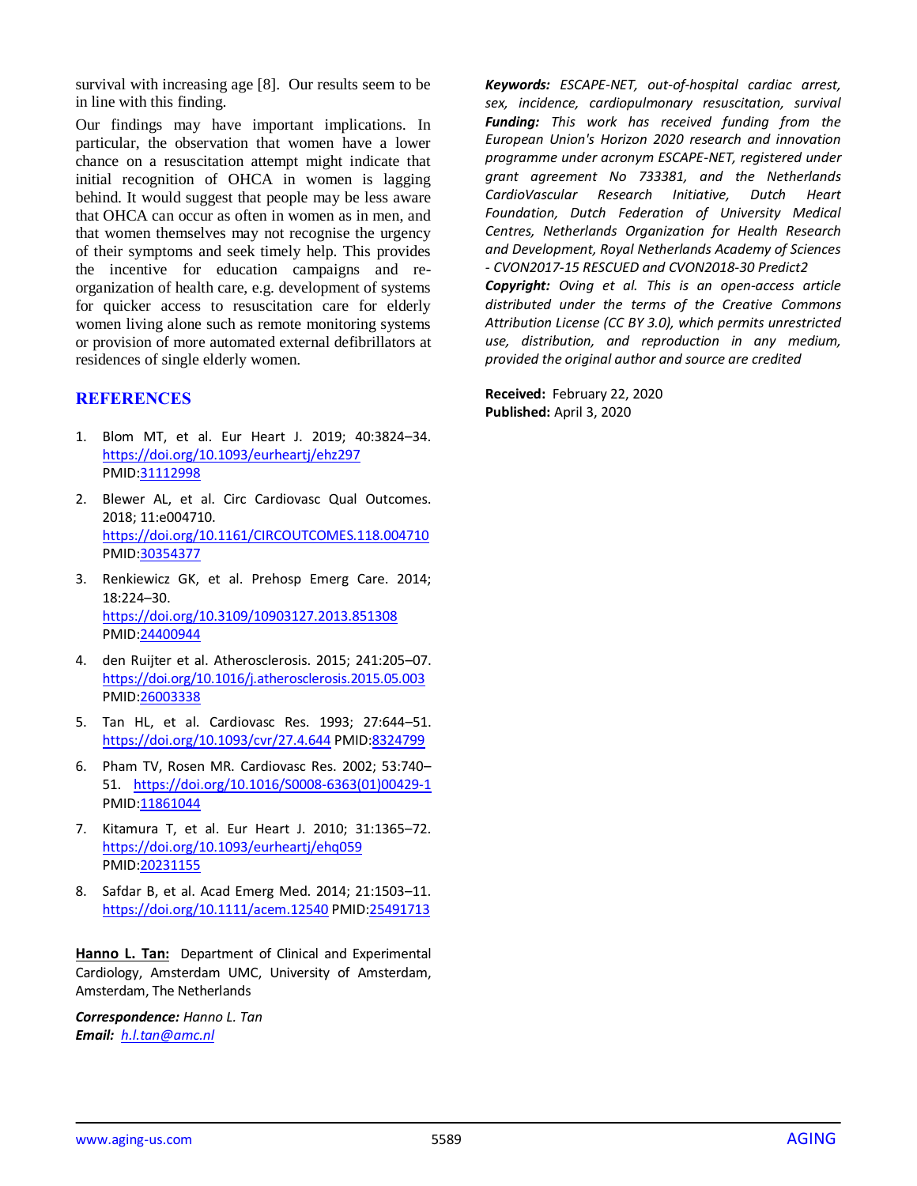survival with increasing age [8]. Our results seem to be in line with this finding.

Our findings may have important implications. In particular, the observation that women have a lower chance on a resuscitation attempt might indicate that initial recognition of OHCA in women is lagging behind. It would suggest that people may be less aware that OHCA can occur as often in women as in men, and that women themselves may not recognise the urgency of their symptoms and seek timely help. This provides the incentive for education campaigns and re-organization of health care, e.g. development of systems for quicker access to resuscitation care for elderly women living alone such as remote monitoring systems or provision of more automated external defibrillators at residences of single elderly women.

## REFERENCES

1. Blom MT, et al. Eur Heart J. 2019; 40:3824–34. https://doi.org/10.1093/eurheartj/ehz297 PMID:31112998

2. Blewer AL, et al. Circ Cardiovasc Qual Outcomes. 2018; 11:e004710. https://doi.org/10.1161/CIRCOUTCOMES.118.004710 PMID:30354377

3. Renkiewicz GK, et al. Prehosp Emerg Care. 2014; 18:224–30. https://doi.org/10.3109/10903127.2013.851308 PMID:24400944

4. den Ruijter et al. Atherosclerosis. 2015; 241:205–07. https://doi.org/10.1016/j.atherosclerosis.2015.05.003 PMID:26003338

5. Tan HL, et al. Cardiovasc Res. 1993; 27:644–51. https://doi.org/10.1093/cvr/27.4.644 PMID:8324799

6. Pham TV, Rosen MR. Cardiovasc Res. 2002; 53:740–51. https://doi.org/10.1016/S0008-6363(01)00429-1 PMID:11861044

7. Kitamura T, et al. Eur Heart J. 2010; 31:1365–72. https://doi.org/10.1093/eurheartj/ehq059 PMID:20231155

8. Safdar B, et al. Acad Emerg Med. 2014; 21:1503–11. https://doi.org/10.1111/acem.12540 PMID:25491713

**Hanno L. Tan:** Department of Clinical and Experimental Cardiology, Amsterdam UMC, University of Amsterdam, Amsterdam, The Netherlands

***Correspondence:*** *Hanno L. Tan*
***Email:*** *h.l.tan@amc.nl*

***Keywords:*** *ESCAPE-NET, out-of-hospital cardiac arrest, sex, incidence, cardiopulmonary resuscitation, survival*
***Funding:*** *This work has received funding from the European Union's Horizon 2020 research and innovation programme under acronym ESCAPE-NET, registered under grant agreement No 733381, and the Netherlands CardioVascular Research Initiative, Dutch Heart Foundation, Dutch Federation of University Medical Centres, Netherlands Organization for Health Research and Development, Royal Netherlands Academy of Sciences - CVON2017-15 RESCUED and CVON2018-30 Predict2*
***Copyright:*** *Oving et al. This is an open-access article distributed under the terms of the Creative Commons Attribution License (CC BY 3.0), which permits unrestricted use, distribution, and reproduction in any medium, provided the original author and source are credited*

**Received:** February 22, 2020
**Published:** April 3, 2020